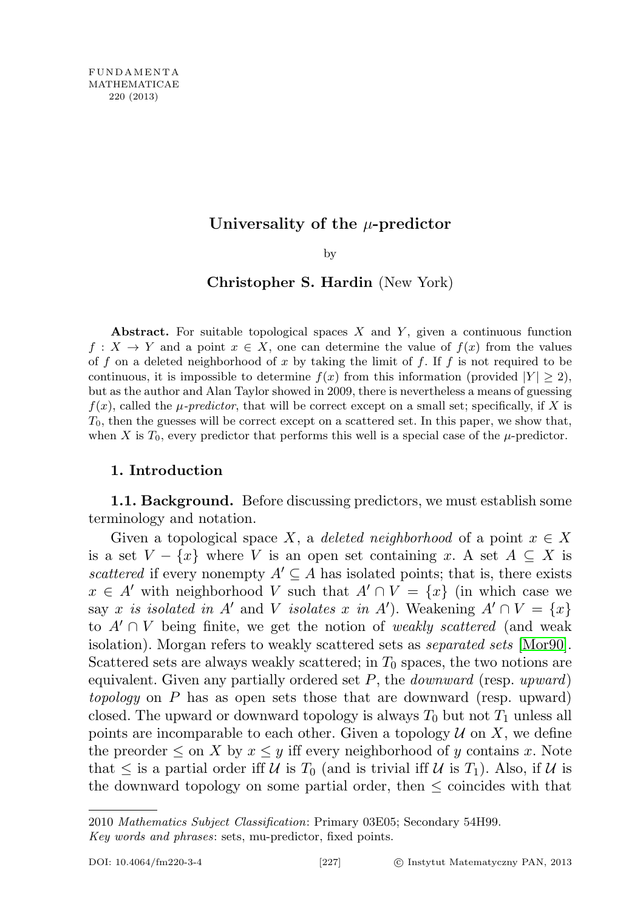# Universality of the $\mu$-predictor

by

**Christopher S. Hardin** (New York)

**Abstract.** For suitable topological spaces $X$ and $Y$, given a continuous function $f : X \to Y$ and a point $x \in X$, one can determine the value of $f(x)$ from the values of $f$ on a deleted neighborhood of $x$ by taking the limit of $f$. If $f$ is not required to be continuous, it is impossible to determine $f(x)$ from this information (provided $|Y| \geq 2$), but as the author and Alan Taylor showed in 2009, there is nevertheless a means of guessing $f(x)$, called the *$\mu$-predictor*, that will be correct except on a small set; specifically, if $X$ is $T_0$, then the guesses will be correct except on a scattered set. In this paper, we show that, when $X$ is $T_0$, every predictor that performs this well is a special case of the $\mu$-predictor.

## 1. Introduction

**1.1. Background.** Before discussing predictors, we must establish some terminology and notation.

Given a topological space $X$, a *deleted neighborhood* of a point $x \in X$ is a set $V - \{x\}$ where $V$ is an open set containing $x$. A set $A \subseteq X$ is *scattered* if every nonempty $A' \subseteq A$ has isolated points; that is, there exists $x \in A'$ with neighborhood $V$ such that $A' \cap V = \{x\}$ (in which case we say *$x$ is isolated in $A'$* and *$V$ isolates $x$ in $A'$*). Weakening $A' \cap V = \{x\}$ to $A' \cap V$ being finite, we get the notion of *weakly scattered* (and weak isolation). Morgan refers to weakly scattered sets as *separated sets* [Mor90]. Scattered sets are always weakly scattered; in $T_0$ spaces, the two notions are equivalent. Given any partially ordered set $P$, the *downward* (resp. *upward*) *topology* on $P$ has as open sets those that are downward (resp. upward) closed. The upward or downward topology is always $T_0$ but not $T_1$ unless all points are incomparable to each other. Given a topology $\mathcal{U}$ on $X$, we define the preorder $\leq$ on $X$ by $x \leq y$ iff every neighborhood of $y$ contains $x$. Note that $\leq$ is a partial order iff $\mathcal{U}$ is $T_0$ (and is trivial iff $\mathcal{U}$ is $T_1$). Also, if $\mathcal{U}$ is the downward topology on some partial order, then $\leq$ coincides with that

---

2010 *Mathematics Subject Classification*: Primary 03E05; Secondary 54H99.

*Key words and phrases*: sets, mu-predictor, fixed points.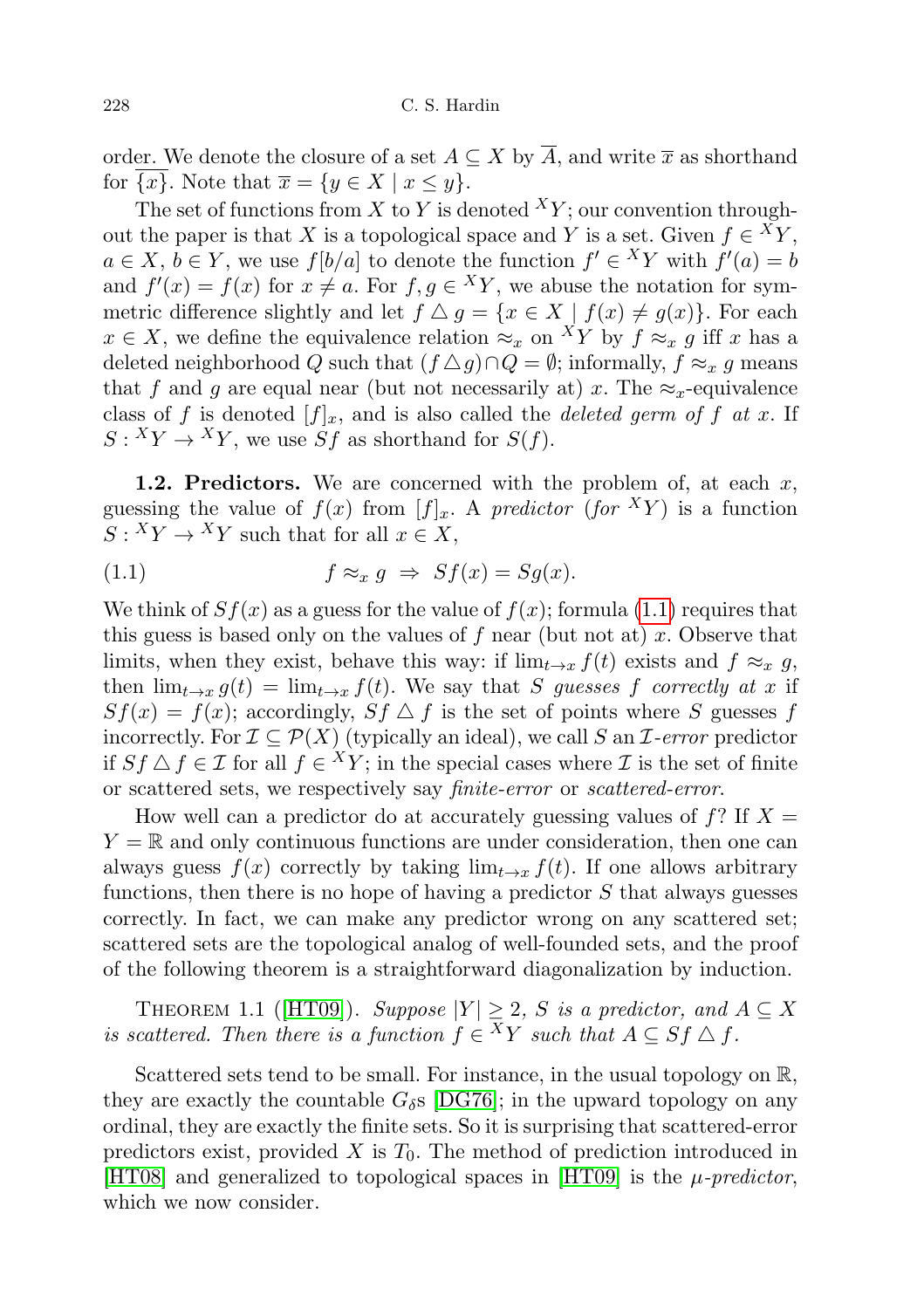order. We denote the closure of a set $A \subseteq X$ by $\overline{A}$, and write $\overline{x}$ as shorthand for $\overline{\{x\}}$. Note that $\overline{x} = \{y \in X \mid x \leq y\}$.

The set of functions from $X$ to $Y$ is denoted ${}^XY$; our convention throughout the paper is that $X$ is a topological space and $Y$ is a set. Given $f \in {}^XY$, $a \in X$, $b \in Y$, we use $f[b/a]$ to denote the function $f' \in {}^XY$ with $f'(a) = b$ and $f'(x) = f(x)$ for $x \neq a$. For $f, g \in {}^XY$, we abuse the notation for symmetric difference slightly and let $f \triangle g = \{x \in X \mid f(x) \neq g(x)\}$. For each $x \in X$, we define the equivalence relation $\approx_x$ on ${}^XY$ by $f \approx_x g$ iff $x$ has a deleted neighborhood $Q$ such that $(f \triangle g) \cap Q = \emptyset$; informally, $f \approx_x g$ means that $f$ and $g$ are equal near (but not necessarily at) $x$. The $\approx_x$-equivalence class of $f$ is denoted $[f]_x$, and is also called the *deleted germ of $f$ at $x$*. If $S : {}^XY \to {}^XY$, we use $Sf$ as shorthand for $S(f)$.

**1.2. Predictors.** We are concerned with the problem of, at each $x$, guessing the value of $f(x)$ from $[f]_x$. A *predictor (for ${}^XY$)* is a function $S : {}^XY \to {}^XY$ such that for all $x \in X$,

$$f \approx_x g \ \Rightarrow\ Sf(x) = Sg(x). \tag{1.1}$$

We think of $Sf(x)$ as a guess for the value of $f(x)$; formula (1.1) requires that this guess is based only on the values of $f$ near (but not at) $x$. Observe that limits, when they exist, behave this way: if $\lim_{t \to x} f(t)$ exists and $f \approx_x g$, then $\lim_{t \to x} g(t) = \lim_{t \to x} f(t)$. We say that *$S$ guesses $f$ correctly at $x$* if $Sf(x) = f(x)$; accordingly, $Sf \triangle f$ is the set of points where $S$ guesses $f$ incorrectly. For $\mathcal{I} \subseteq \mathcal{P}(X)$ (typically an ideal), we call $S$ an *$\mathcal{I}$-error* predictor if $Sf \triangle f \in \mathcal{I}$ for all $f \in {}^XY$; in the special cases where $\mathcal{I}$ is the set of finite or scattered sets, we respectively say *finite-error* or *scattered-error*.

How well can a predictor do at accurately guessing values of $f$? If $X = Y = \mathbb{R}$ and only continuous functions are under consideration, then one can always guess $f(x)$ correctly by taking $\lim_{t \to x} f(t)$. If one allows arbitrary functions, then there is no hope of having a predictor $S$ that always guesses correctly. In fact, we can make any predictor wrong on any scattered set; scattered sets are the topological analog of well-founded sets, and the proof of the following theorem is a straightforward diagonalization by induction.

Theorem 1.1 ([HT09]). *Suppose $|Y| \geq 2$, $S$ is a predictor, and $A \subseteq X$ is scattered. Then there is a function $f \in {}^XY$ such that $A \subseteq Sf \triangle f$.*

Scattered sets tend to be small. For instance, in the usual topology on $\mathbb{R}$, they are exactly the countable $G_\delta$s [DG76]; in the upward topology on any ordinal, they are exactly the finite sets. So it is surprising that scattered-error predictors exist, provided $X$ is $T_0$. The method of prediction introduced in [HT08] and generalized to topological spaces in [HT09] is the *$\mu$-predictor*, which we now consider.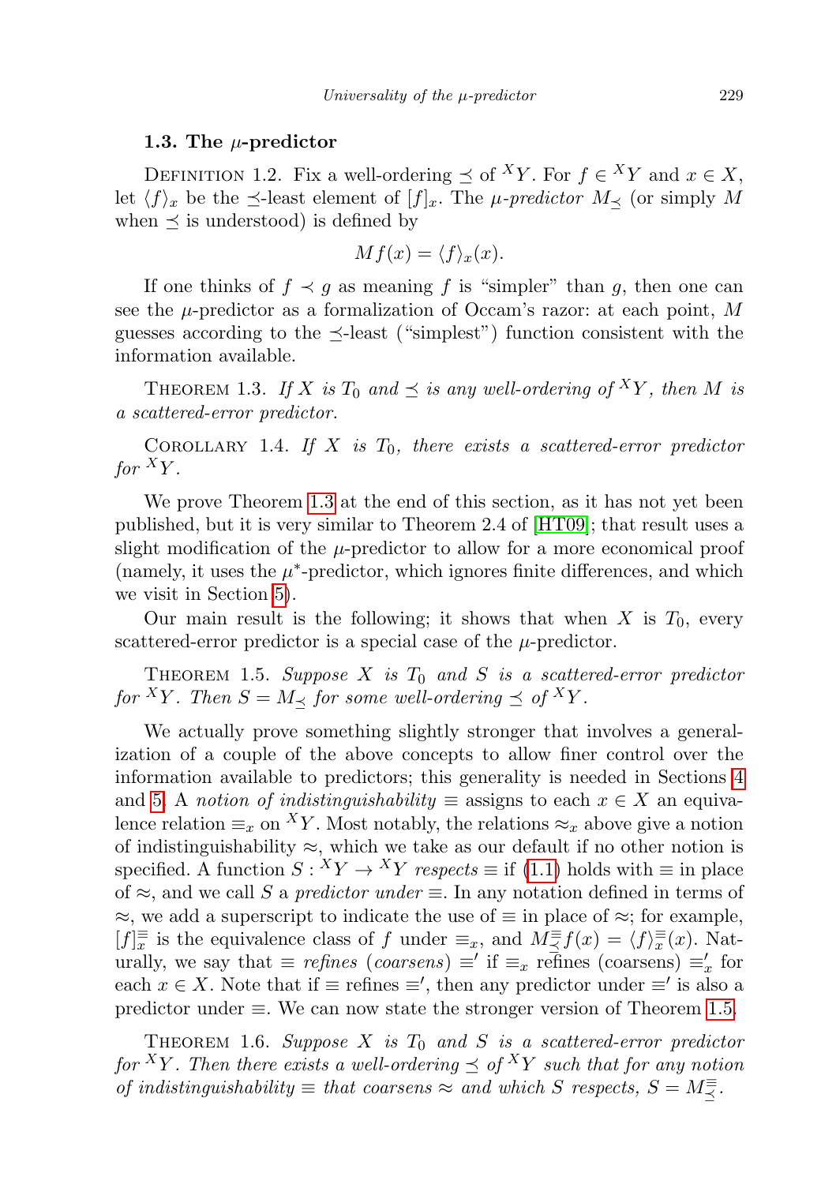### 1.3. The $\mu$-predictor

Definition 1.2. Fix a well-ordering $\preceq$ of ${}^XY$. For $f \in {}^XY$ and $x \in X$, let $\langle f\rangle_x$ be the $\preceq$-least element of $[f]_x$. The *$\mu$-predictor* $M_\preceq$ (or simply $M$ when $\preceq$ is understood) is defined by

$$Mf(x) = \langle f\rangle_x(x).$$

If one thinks of $f \prec g$ as meaning $f$ is "simpler" than $g$, then one can see the $\mu$-predictor as a formalization of Occam's razor: at each point, $M$ guesses according to the $\preceq$-least ("simplest") function consistent with the information available.

Theorem 1.3. *If $X$ is $T_0$ and $\preceq$ is any well-ordering of ${}^XY$, then $M$ is a scattered-error predictor.*

Corollary 1.4. *If $X$ is $T_0$, there exists a scattered-error predictor for ${}^XY$.*

We prove Theorem 1.3 at the end of this section, as it has not yet been published, but it is very similar to Theorem 2.4 of [HT09]; that result uses a slight modification of the $\mu$-predictor to allow for a more economical proof (namely, it uses the $\mu^*$-predictor, which ignores finite differences, and which we visit in Section 5).

Our main result is the following; it shows that when $X$ is $T_0$, every scattered-error predictor is a special case of the $\mu$-predictor.

Theorem 1.5. *Suppose $X$ is $T_0$ and $S$ is a scattered-error predictor for ${}^XY$. Then $S = M_\preceq$ for some well-ordering $\preceq$ of ${}^XY$.*

We actually prove something slightly stronger that involves a generalization of a couple of the above concepts to allow finer control over the information available to predictors; this generality is needed in Sections 4 and 5. A *notion of indistinguishability* $\equiv$ assigns to each $x \in X$ an equivalence relation $\equiv_x$ on ${}^XY$. Most notably, the relations $\approx_x$ above give a notion of indistinguishability $\approx$, which we take as our default if no other notion is specified. A function $S : {}^XY \to {}^XY$ *respects* $\equiv$ if (1.1) holds with $\equiv$ in place of $\approx$, and we call $S$ a *predictor under* $\equiv$. In any notation defined in terms of $\approx$, we add a superscript to indicate the use of $\equiv$ in place of $\approx$; for example, $[f]^\equiv_x$ is the equivalence class of $f$ under $\equiv_x$, and $M^\equiv_\preceq f(x) = \langle f\rangle^\equiv_x(x)$. Naturally, we say that $\equiv$ *refines* (*coarsens*) $\equiv'$ if $\equiv_x$ refines (coarsens) $\equiv'_x$ for each $x \in X$. Note that if $\equiv$ refines $\equiv'$, then any predictor under $\equiv'$ is also a predictor under $\equiv$. We can now state the stronger version of Theorem 1.5.

Theorem 1.6. *Suppose $X$ is $T_0$ and $S$ is a scattered-error predictor for ${}^XY$. Then there exists a well-ordering $\preceq$ of ${}^XY$ such that for any notion of indistinguishability $\equiv$ that coarsens $\approx$ and which $S$ respects, $S = M^\equiv_\preceq$.*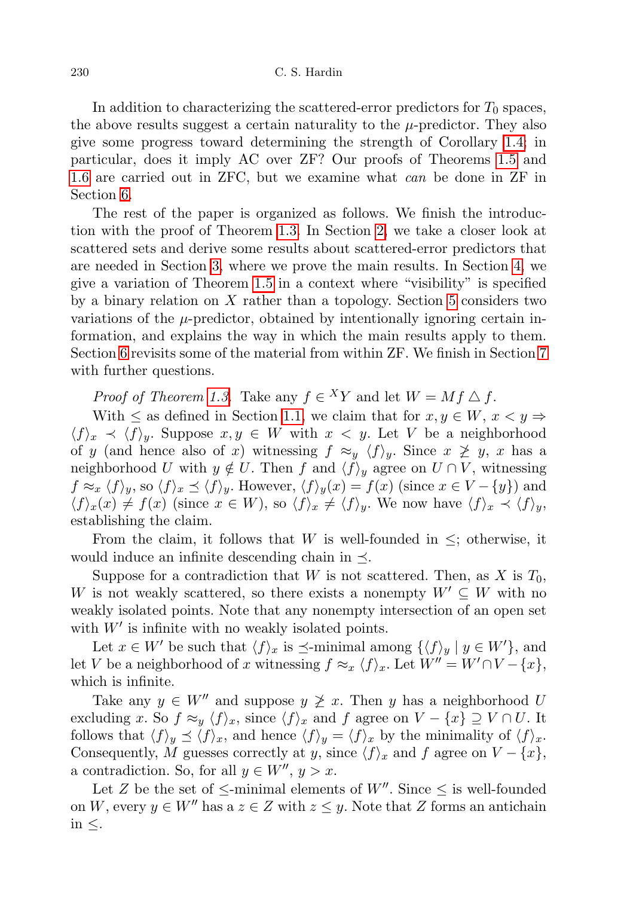In addition to characterizing the scattered-error predictors for $T_0$ spaces, the above results suggest a certain naturality to the $\mu$-predictor. They also give some progress toward determining the strength of Corollary 1.4; in particular, does it imply AC over ZF? Our proofs of Theorems 1.5 and 1.6 are carried out in ZFC, but we examine what *can* be done in ZF in Section 6.

The rest of the paper is organized as follows. We finish the introduction with the proof of Theorem 1.3. In Section 2, we take a closer look at scattered sets and derive some results about scattered-error predictors that are needed in Section 3, where we prove the main results. In Section 4, we give a variation of Theorem 1.5 in a context where "visibility" is specified by a binary relation on $X$ rather than a topology. Section 5 considers two variations of the $\mu$-predictor, obtained by intentionally ignoring certain information, and explains the way in which the main results apply to them. Section 6 revisits some of the material from within ZF. We finish in Section 7 with further questions.

*Proof of Theorem 1.3.* Take any $f \in {}^X Y$ and let $W = Mf \triangle f$.

With $\leq$ as defined in Section 1.1, we claim that for $x, y \in W$, $x < y \Rightarrow \langle f \rangle_x \prec \langle f \rangle_y$. Suppose $x, y \in W$ with $x < y$. Let $V$ be a neighborhood of $y$ (and hence also of $x$) witnessing $f \approx_y \langle f \rangle_y$. Since $x \not\geq y$, $x$ has a neighborhood $U$ with $y \notin U$. Then $f$ and $\langle f \rangle_y$ agree on $U \cap V$, witnessing $f \approx_x \langle f \rangle_y$, so $\langle f \rangle_x \preceq \langle f \rangle_y$. However, $\langle f \rangle_y(x) = f(x)$ (since $x \in V - \{y\}$) and $\langle f \rangle_x(x) \neq f(x)$ (since $x \in W$), so $\langle f \rangle_x \neq \langle f \rangle_y$. We now have $\langle f \rangle_x \prec \langle f \rangle_y$, establishing the claim.

From the claim, it follows that $W$ is well-founded in $\leq$; otherwise, it would induce an infinite descending chain in $\preceq$.

Suppose for a contradiction that $W$ is not scattered. Then, as $X$ is $T_0$, $W$ is not weakly scattered, so there exists a nonempty $W' \subseteq W$ with no weakly isolated points. Note that any nonempty intersection of an open set with $W'$ is infinite with no weakly isolated points.

Let $x \in W'$ be such that $\langle f \rangle_x$ is $\preceq$-minimal among $\{\langle f \rangle_y \mid y \in W'\}$, and let $V$ be a neighborhood of $x$ witnessing $f \approx_x \langle f \rangle_x$. Let $W'' = W' \cap V - \{x\}$, which is infinite.

Take any $y \in W''$ and suppose $y \not\geq x$. Then $y$ has a neighborhood $U$ excluding $x$. So $f \approx_y \langle f \rangle_x$, since $\langle f \rangle_x$ and $f$ agree on $V - \{x\} \supseteq V \cap U$. It follows that $\langle f \rangle_y \preceq \langle f \rangle_x$, and hence $\langle f \rangle_y = \langle f \rangle_x$ by the minimality of $\langle f \rangle_x$. Consequently, $M$ guesses correctly at $y$, since $\langle f \rangle_x$ and $f$ agree on $V - \{x\}$, a contradiction. So, for all $y \in W''$, $y > x$.

Let $Z$ be the set of $\leq$-minimal elements of $W''$. Since $\leq$ is well-founded on $W$, every $y \in W''$ has a $z \in Z$ with $z \leq y$. Note that $Z$ forms an antichain in $\leq$.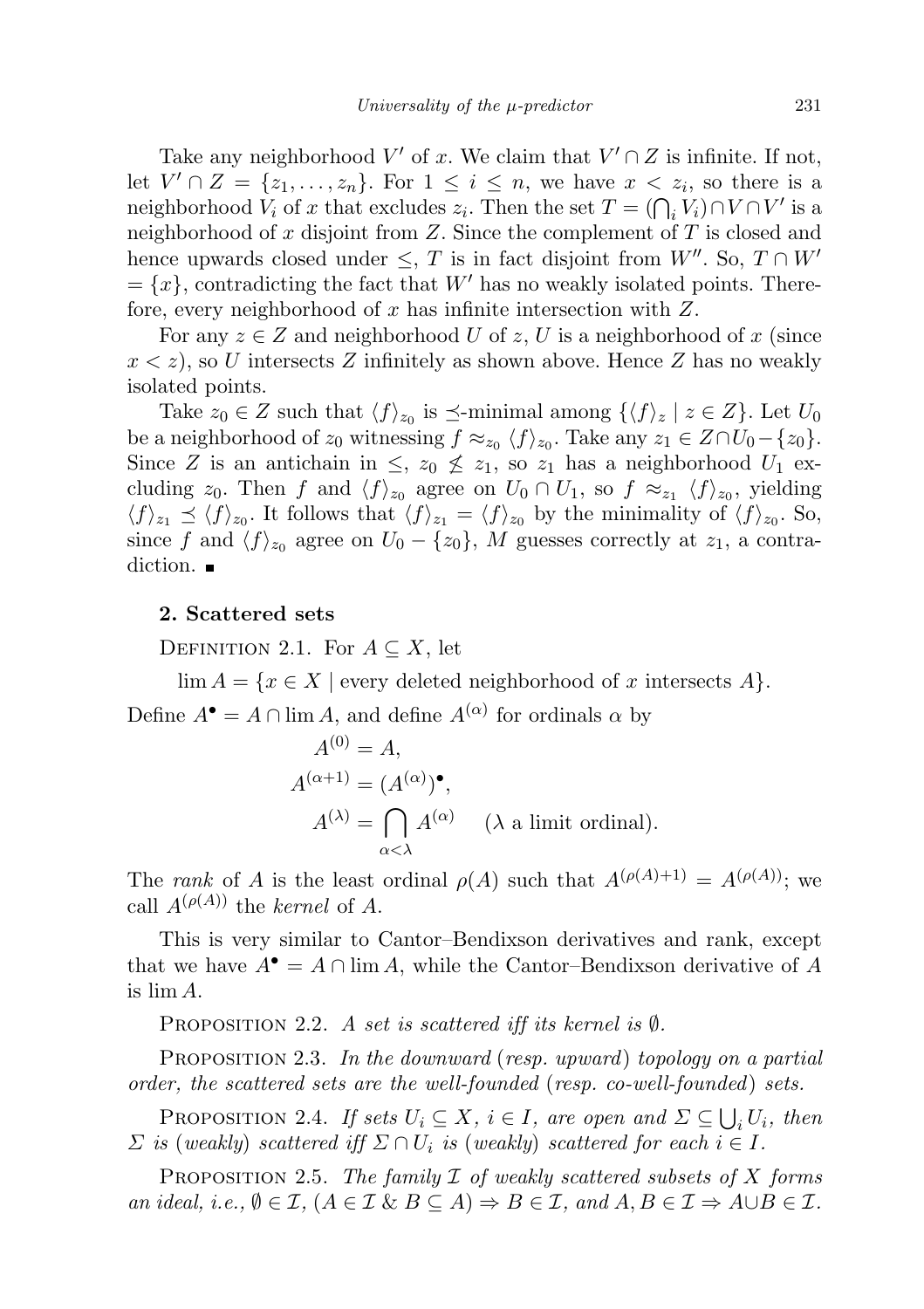Take any neighborhood $V'$ of $x$. We claim that $V' \cap Z$ is infinite. If not, let $V' \cap Z = \{z_1, \ldots, z_n\}$. For $1 \leq i \leq n$, we have $x < z_i$, so there is a neighborhood $V_i$ of $x$ that excludes $z_i$. Then the set $T = (\bigcap_i V_i) \cap V \cap V'$ is a neighborhood of $x$ disjoint from $Z$. Since the complement of $T$ is closed and hence upwards closed under $\leq$, $T$ is in fact disjoint from $W''$. So, $T \cap W' = \{x\}$, contradicting the fact that $W'$ has no weakly isolated points. Therefore, every neighborhood of $x$ has infinite intersection with $Z$.

For any $z \in Z$ and neighborhood $U$ of $z$, $U$ is a neighborhood of $x$ (since $x < z$), so $U$ intersects $Z$ infinitely as shown above. Hence $Z$ has no weakly isolated points.

Take $z_0 \in Z$ such that $\langle f \rangle_{z_0}$ is $\preceq$-minimal among $\{\langle f \rangle_z \mid z \in Z\}$. Let $U_0$ be a neighborhood of $z_0$ witnessing $f \approx_{z_0} \langle f \rangle_{z_0}$. Take any $z_1 \in Z \cap U_0 - \{z_0\}$. Since $Z$ is an antichain in $\leq$, $z_0 \not\leq z_1$, so $z_1$ has a neighborhood $U_1$ excluding $z_0$. Then $f$ and $\langle f \rangle_{z_0}$ agree on $U_0 \cap U_1$, so $f \approx_{z_1} \langle f \rangle_{z_0}$, yielding $\langle f \rangle_{z_1} \preceq \langle f \rangle_{z_0}$. It follows that $\langle f \rangle_{z_1} = \langle f \rangle_{z_0}$ by the minimality of $\langle f \rangle_{z_0}$. So, since $f$ and $\langle f \rangle_{z_0}$ agree on $U_0 - \{z_0\}$, $M$ guesses correctly at $z_1$, a contradiction. ∎

## 2. Scattered sets

Definition 2.1. For $A \subseteq X$, let

$$\lim A = \{x \in X \mid \text{every deleted neighborhood of } x \text{ intersects } A\}.$$

Define $A^\bullet = A \cap \lim A$, and define $A^{(\alpha)}$ for ordinals $\alpha$ by

$$A^{(0)} = A,$$
$$A^{(\alpha+1)} = (A^{(\alpha)})^\bullet,$$
$$A^{(\lambda)} = \bigcap_{\alpha<\lambda} A^{(\alpha)} \quad (\lambda \text{ a limit ordinal}).$$

The *rank* of $A$ is the least ordinal $\rho(A)$ such that $A^{(\rho(A)+1)} = A^{(\rho(A))}$; we call $A^{(\rho(A))}$ the *kernel* of $A$.

This is very similar to Cantor–Bendixson derivatives and rank, except that we have $A^\bullet = A \cap \lim A$, while the Cantor–Bendixson derivative of $A$ is $\lim A$.

Proposition 2.2. *A set is scattered iff its kernel is* $\emptyset$.

Proposition 2.3. *In the downward (resp. upward) topology on a partial order, the scattered sets are the well-founded (resp. co-well-founded) sets.*

Proposition 2.4. *If sets $U_i \subseteq X$, $i \in I$, are open and $\Sigma \subseteq \bigcup_i U_i$, then $\Sigma$ is (weakly) scattered iff $\Sigma \cap U_i$ is (weakly) scattered for each $i \in I$.*

Proposition 2.5. *The family $\mathcal{I}$ of weakly scattered subsets of $X$ forms an ideal, i.e., $\emptyset \in \mathcal{I}$, $(A \in \mathcal{I} \;\&\; B \subseteq A) \Rightarrow B \in \mathcal{I}$, and $A, B \in \mathcal{I} \Rightarrow A \cup B \in \mathcal{I}$.*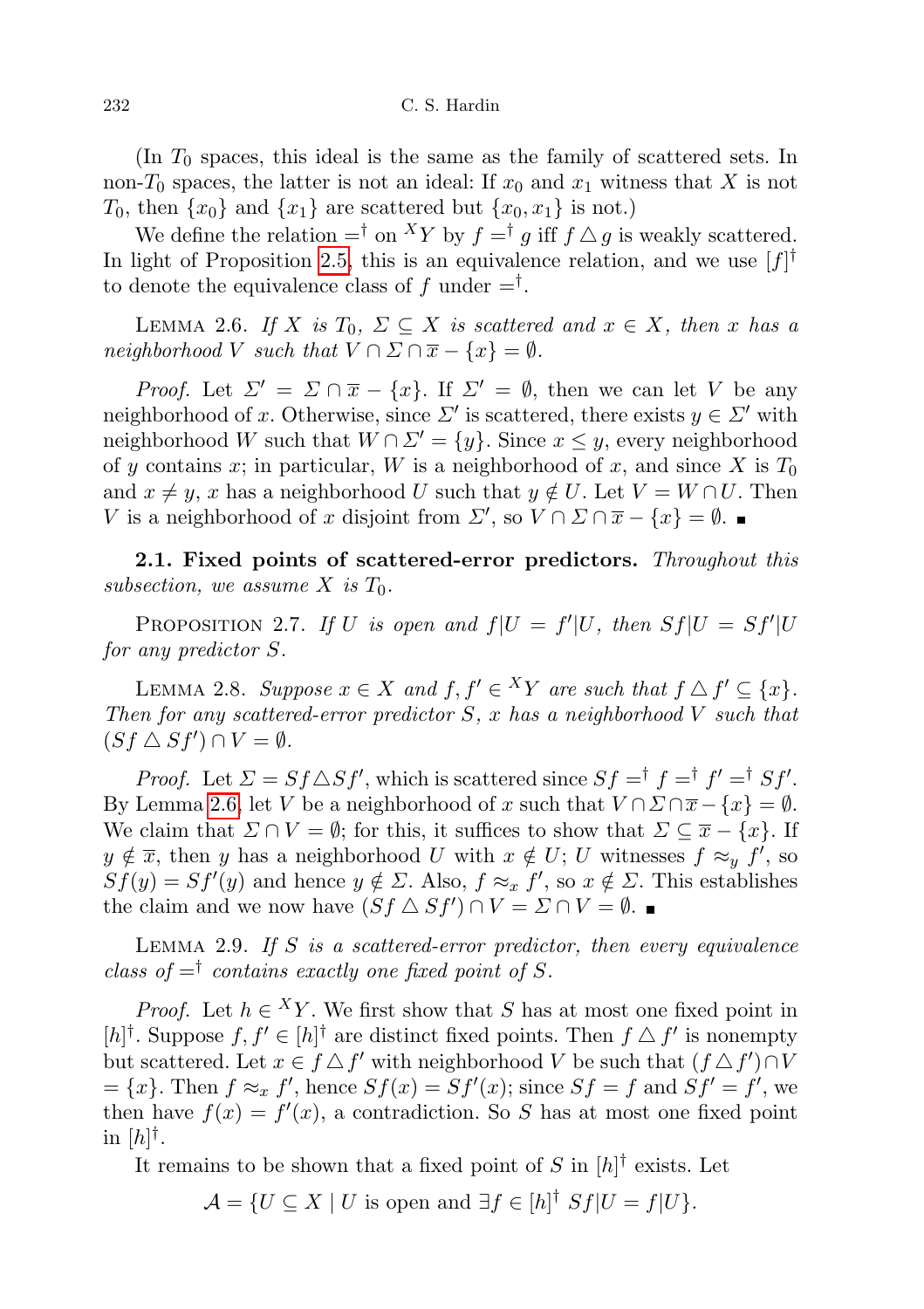(In $T_0$ spaces, this ideal is the same as the family of scattered sets. In non-$T_0$ spaces, the latter is not an ideal: If $x_0$ and $x_1$ witness that $X$ is not $T_0$, then $\{x_0\}$ and $\{x_1\}$ are scattered but $\{x_0, x_1\}$ is not.)

We define the relation $=^\dagger$ on ${}^X Y$ by $f =^\dagger g$ iff $f \triangle g$ is weakly scattered. In light of Proposition 2.5, this is an equivalence relation, and we use $[f]^\dagger$ to denote the equivalence class of $f$ under $=^\dagger$.

Lemma 2.6. *If $X$ is $T_0$, $\Sigma \subseteq X$ is scattered and $x \in X$, then $x$ has a neighborhood $V$ such that $V \cap \Sigma \cap \overline{x} - \{x\} = \emptyset$.*

*Proof.* Let $\Sigma' = \Sigma \cap \overline{x} - \{x\}$. If $\Sigma' = \emptyset$, then we can let $V$ be any neighborhood of $x$. Otherwise, since $\Sigma'$ is scattered, there exists $y \in \Sigma'$ with neighborhood $W$ such that $W \cap \Sigma' = \{y\}$. Since $x \le y$, every neighborhood of $y$ contains $x$; in particular, $W$ is a neighborhood of $x$, and since $X$ is $T_0$ and $x \neq y$, $x$ has a neighborhood $U$ such that $y \notin U$. Let $V = W \cap U$. Then $V$ is a neighborhood of $x$ disjoint from $\Sigma'$, so $V \cap \Sigma \cap \overline{x} - \{x\} = \emptyset$. ∎

**2.1. Fixed points of scattered-error predictors.** *Throughout this subsection, we assume $X$ is $T_0$.*

Proposition 2.7. *If $U$ is open and $f|U = f'|U$, then $Sf|U = Sf'|U$ for any predictor $S$.*

Lemma 2.8. *Suppose $x \in X$ and $f, f' \in {}^X Y$ are such that $f \triangle f' \subseteq \{x\}$. Then for any scattered-error predictor $S$, $x$ has a neighborhood $V$ such that $(Sf \triangle Sf') \cap V = \emptyset$.*

*Proof.* Let $\Sigma = Sf \triangle Sf'$, which is scattered since $Sf =^\dagger f =^\dagger f' =^\dagger Sf'$. By Lemma 2.6, let $V$ be a neighborhood of $x$ such that $V \cap \Sigma \cap \overline{x} - \{x\} = \emptyset$. We claim that $\Sigma \cap V = \emptyset$; for this, it suffices to show that $\Sigma \subseteq \overline{x} - \{x\}$. If $y \notin \overline{x}$, then $y$ has a neighborhood $U$ with $x \notin U$; $U$ witnesses $f \approx_y f'$, so $Sf(y) = Sf'(y)$ and hence $y \notin \Sigma$. Also, $f \approx_x f'$, so $x \notin \Sigma$. This establishes the claim and we now have $(Sf \triangle Sf') \cap V = \Sigma \cap V = \emptyset$. ∎

Lemma 2.9. *If $S$ is a scattered-error predictor, then every equivalence class of $=^\dagger$ contains exactly one fixed point of $S$.*

*Proof.* Let $h \in {}^X Y$. We first show that $S$ has at most one fixed point in $[h]^\dagger$. Suppose $f, f' \in [h]^\dagger$ are distinct fixed points. Then $f \triangle f'$ is nonempty but scattered. Let $x \in f \triangle f'$ with neighborhood $V$ be such that $(f \triangle f') \cap V = \{x\}$. Then $f \approx_x f'$, hence $Sf(x) = Sf'(x)$; since $Sf = f$ and $Sf' = f'$, we then have $f(x) = f'(x)$, a contradiction. So $S$ has at most one fixed point in $[h]^\dagger$.

It remains to be shown that a fixed point of $S$ in $[h]^\dagger$ exists. Let

$$\mathcal{A} = \{U \subseteq X \mid U \text{ is open and } \exists f \in [h]^\dagger \ Sf|U = f|U\}.$$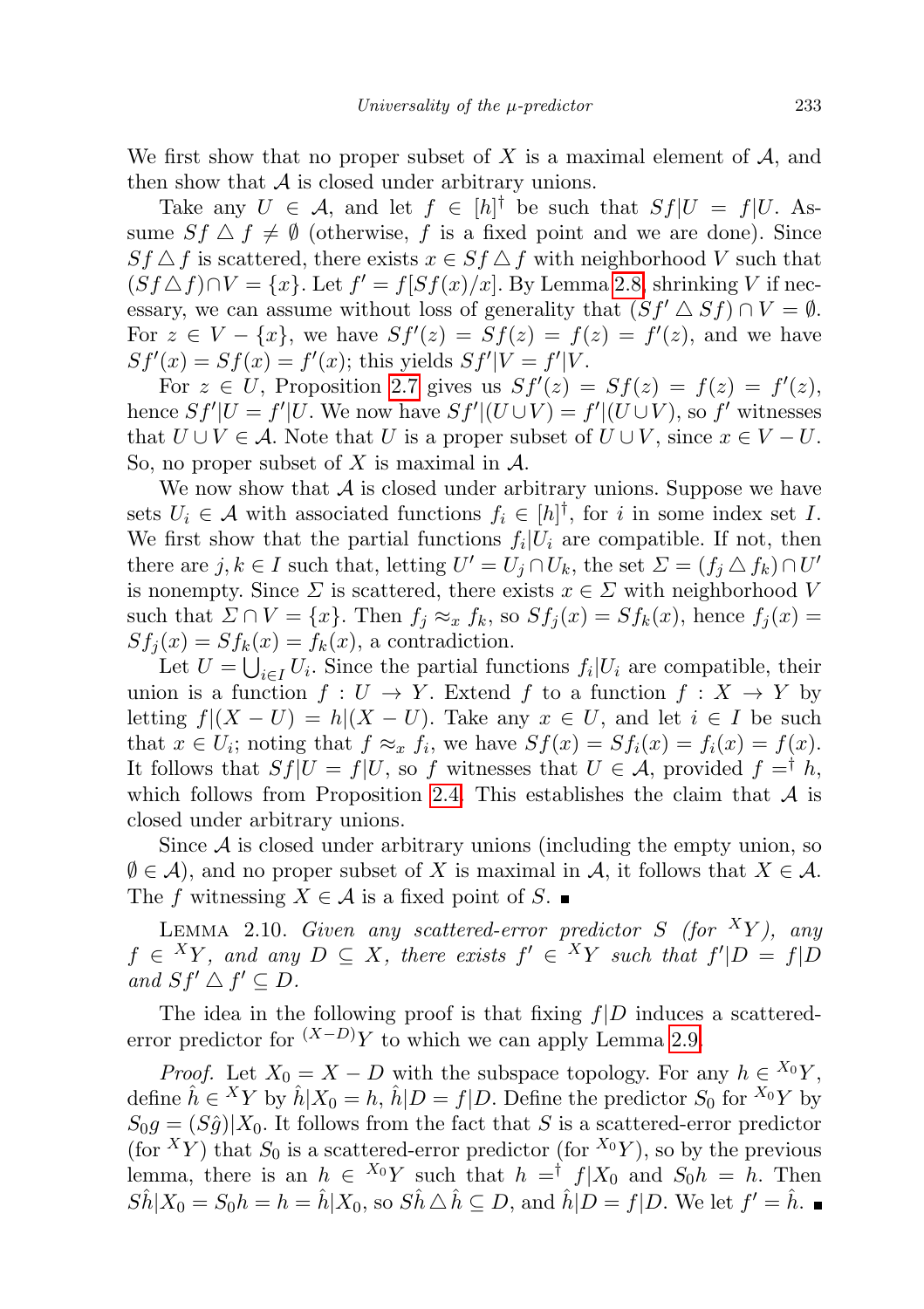We first show that no proper subset of $X$ is a maximal element of $\mathcal{A}$, and then show that $\mathcal{A}$ is closed under arbitrary unions.

Take any $U \in \mathcal{A}$, and let $f \in [h]^\dagger$ be such that $Sf|U = f|U$. Assume $Sf \triangle f \neq \emptyset$ (otherwise, $f$ is a fixed point and we are done). Since $Sf \triangle f$ is scattered, there exists $x \in Sf \triangle f$ with neighborhood $V$ such that $(Sf \triangle f) \cap V = \{x\}$. Let $f' = f[Sf(x)/x]$. By Lemma 2.8, shrinking $V$ if necessary, we can assume without loss of generality that $(Sf' \triangle Sf) \cap V = \emptyset$. For $z \in V - \{x\}$, we have $Sf'(z) = Sf(z) = f(z) = f'(z)$, and we have $Sf'(x) = Sf(x) = f'(x)$; this yields $Sf'|V = f'|V$.

For $z \in U$, Proposition 2.7 gives us $Sf'(z) = Sf(z) = f(z) = f'(z)$, hence $Sf'|U = f'|U$. We now have $Sf'|(U \cup V) = f'|(U \cup V)$, so $f'$ witnesses that $U \cup V \in \mathcal{A}$. Note that $U$ is a proper subset of $U \cup V$, since $x \in V - U$. So, no proper subset of $X$ is maximal in $\mathcal{A}$.

We now show that $\mathcal{A}$ is closed under arbitrary unions. Suppose we have sets $U_i \in \mathcal{A}$ with associated functions $f_i \in [h]^\dagger$, for $i$ in some index set $I$. We first show that the partial functions $f_i|U_i$ are compatible. If not, then there are $j, k \in I$ such that, letting $U' = U_j \cap U_k$, the set $\Sigma = (f_j \triangle f_k) \cap U'$ is nonempty. Since $\Sigma$ is scattered, there exists $x \in \Sigma$ with neighborhood $V$ such that $\Sigma \cap V = \{x\}$. Then $f_j \approx_x f_k$, so $Sf_j(x) = Sf_k(x)$, hence $f_j(x) = Sf_j(x) = Sf_k(x) = f_k(x)$, a contradiction.

Let $U = \bigcup_{i \in I} U_i$. Since the partial functions $f_i|U_i$ are compatible, their union is a function $f : U \to Y$. Extend $f$ to a function $f : X \to Y$ by letting $f|(X - U) = h|(X - U)$. Take any $x \in U$, and let $i \in I$ be such that $x \in U_i$; noting that $f \approx_x f_i$, we have $Sf(x) = Sf_i(x) = f_i(x) = f(x)$. It follows that $Sf|U = f|U$, so $f$ witnesses that $U \in \mathcal{A}$, provided $f =^\dagger h$, which follows from Proposition 2.4. This establishes the claim that $\mathcal{A}$ is closed under arbitrary unions.

Since $\mathcal{A}$ is closed under arbitrary unions (including the empty union, so $\emptyset \in \mathcal{A}$), and no proper subset of $X$ is maximal in $\mathcal{A}$, it follows that $X \in \mathcal{A}$. The $f$ witnessing $X \in \mathcal{A}$ is a fixed point of $S$. ∎

Lemma 2.10. *Given any scattered-error predictor $S$ (for ${}^XY$), any $f \in {}^XY$, and any $D \subseteq X$, there exists $f' \in {}^XY$ such that $f'|D = f|D$ and $Sf' \triangle f' \subseteq D$.*

The idea in the following proof is that fixing $f|D$ induces a scattered-error predictor for ${}^{(X-D)}Y$ to which we can apply Lemma 2.9.

*Proof.* Let $X_0 = X - D$ with the subspace topology. For any $h \in {}^{X_0}Y$, define $\hat{h} \in {}^XY$ by $\hat{h}|X_0 = h$, $\hat{h}|D = f|D$. Define the predictor $S_0$ for ${}^{X_0}Y$ by $S_0 g = (S\hat{g})|X_0$. It follows from the fact that $S$ is a scattered-error predictor (for ${}^XY$) that $S_0$ is a scattered-error predictor (for ${}^{X_0}Y$), so by the previous lemma, there is an $h \in {}^{X_0}Y$ such that $h =^\dagger f|X_0$ and $S_0 h = h$. Then $S\hat{h}|X_0 = S_0 h = h = \hat{h}|X_0$, so $S\hat{h} \triangle \hat{h} \subseteq D$, and $\hat{h}|D = f|D$. We let $f' = \hat{h}$. ∎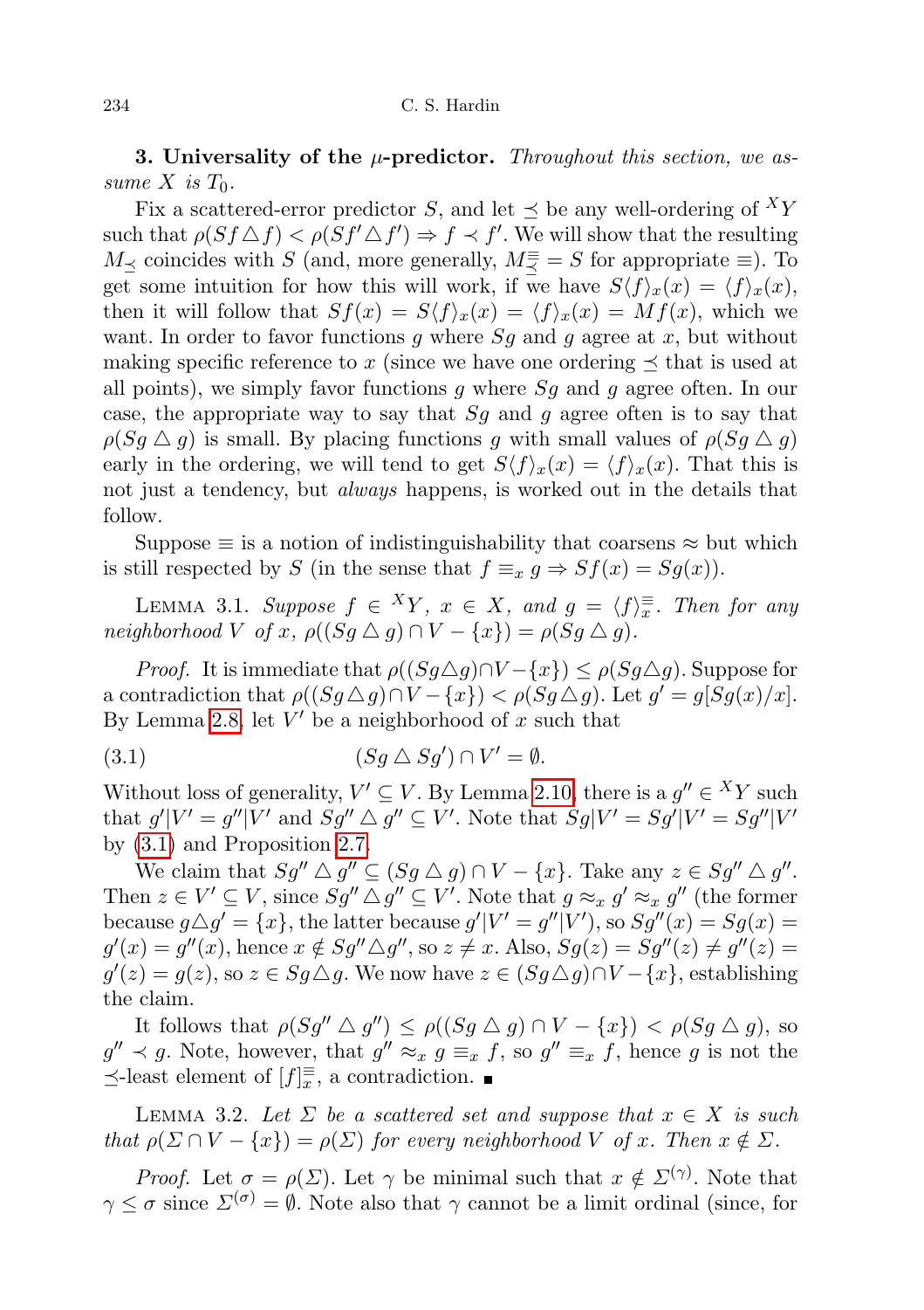**3. Universality of the $\mu$-predictor.** *Throughout this section, we assume $X$ is $T_0$.*

Fix a scattered-error predictor $S$, and let $\preceq$ be any well-ordering of ${}^XY$ such that $\rho(Sf \triangle f) < \rho(Sf' \triangle f') \Rightarrow f \prec f'$. We will show that the resulting $M_\preceq$ coincides with $S$ (and, more generally, $M_\preceq^\equiv = S$ for appropriate $\equiv$). To get some intuition for how this will work, if we have $S\langle f\rangle_x(x) = \langle f\rangle_x(x)$, then it will follow that $Sf(x) = S\langle f\rangle_x(x) = \langle f\rangle_x(x) = Mf(x)$, which we want. In order to favor functions $g$ where $Sg$ and $g$ agree at $x$, but without making specific reference to $x$ (since we have one ordering $\preceq$ that is used at all points), we simply favor functions $g$ where $Sg$ and $g$ agree often. In our case, the appropriate way to say that $Sg$ and $g$ agree often is to say that $\rho(Sg \triangle g)$ is small. By placing functions $g$ with small values of $\rho(Sg \triangle g)$ early in the ordering, we will tend to get $S\langle f\rangle_x(x) = \langle f\rangle_x(x)$. That this is not just a tendency, but *always* happens, is worked out in the details that follow.

Suppose $\equiv$ is a notion of indistinguishability that coarsens $\approx$ but which is still respected by $S$ (in the sense that $f \equiv_x g \Rightarrow Sf(x) = Sg(x)$).

Lemma 3.1. *Suppose $f \in {}^XY$, $x \in X$, and $g = \langle f\rangle_x^\equiv$. Then for any neighborhood $V$ of $x$, $\rho((Sg \triangle g) \cap V - \{x\}) = \rho(Sg \triangle g)$.*

*Proof.* It is immediate that $\rho((Sg\triangle g)\cap V - \{x\}) \le \rho(Sg\triangle g)$. Suppose for a contradiction that $\rho((Sg\triangle g)\cap V - \{x\}) < \rho(Sg\triangle g)$. Let $g' = g[Sg(x)/x]$. By Lemma 2.8, let $V'$ be a neighborhood of $x$ such that

$$(Sg \triangle Sg') \cap V' = \emptyset. \tag{3.1}$$

Without loss of generality, $V' \subseteq V$. By Lemma 2.10, there is a $g'' \in {}^XY$ such that $g'|V' = g''|V'$ and $Sg'' \triangle g'' \subseteq V'$. Note that $Sg|V' = Sg'|V' = Sg''|V'$ by (3.1) and Proposition 2.7.

We claim that $Sg'' \triangle g'' \subseteq (Sg \triangle g) \cap V - \{x\}$. Take any $z \in Sg'' \triangle g''$. Then $z \in V' \subseteq V$, since $Sg'' \triangle g'' \subseteq V'$. Note that $g \approx_x g' \approx_x g''$ (the former because $g\triangle g' = \{x\}$, the latter because $g'|V' = g''|V'$), so $Sg''(x) = Sg(x) = g'(x) = g''(x)$, hence $x \notin Sg''\triangle g''$, so $z \neq x$. Also, $Sg(z) = Sg''(z) \neq g''(z) = g'(z) = g(z)$, so $z \in Sg\triangle g$. We now have $z \in (Sg\triangle g)\cap V - \{x\}$, establishing the claim.

It follows that $\rho(Sg'' \triangle g'') \le \rho((Sg \triangle g) \cap V - \{x\}) < \rho(Sg \triangle g)$, so $g'' \prec g$. Note, however, that $g'' \approx_x g \equiv_x f$, so $g'' \equiv_x f$, hence $g$ is not the $\preceq$-least element of $[f]_x^\equiv$, a contradiction. ∎

Lemma 3.2. *Let $\Sigma$ be a scattered set and suppose that $x \in X$ is such that $\rho(\Sigma \cap V - \{x\}) = \rho(\Sigma)$ for every neighborhood $V$ of $x$. Then $x \notin \Sigma$.*

*Proof.* Let $\sigma = \rho(\Sigma)$. Let $\gamma$ be minimal such that $x \notin \Sigma^{(\gamma)}$. Note that $\gamma \le \sigma$ since $\Sigma^{(\sigma)} = \emptyset$. Note also that $\gamma$ cannot be a limit ordinal (since, for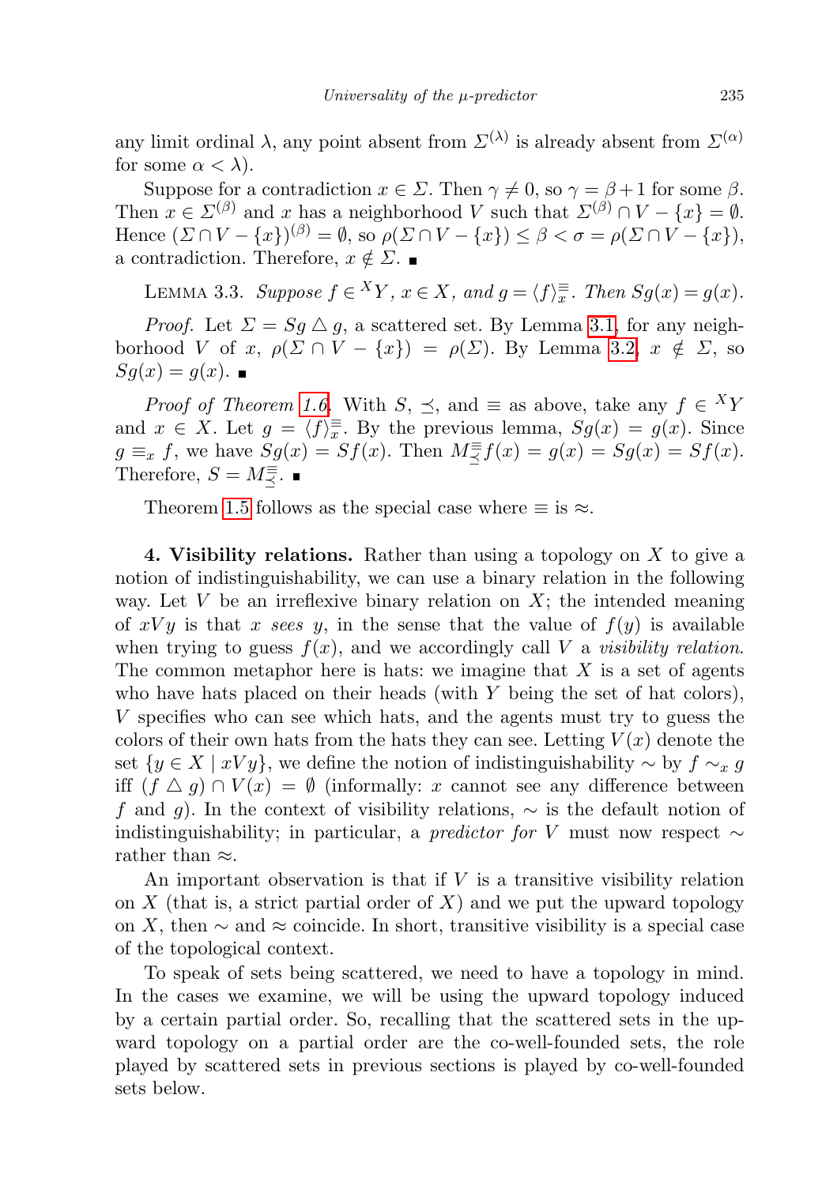any limit ordinal $\lambda$, any point absent from $\Sigma^{(\lambda)}$ is already absent from $\Sigma^{(\alpha)}$ for some $\alpha < \lambda$).

Suppose for a contradiction $x \in \Sigma$. Then $\gamma \neq 0$, so $\gamma = \beta + 1$ for some $\beta$. Then $x \in \Sigma^{(\beta)}$ and $x$ has a neighborhood $V$ such that $\Sigma^{(\beta)} \cap V - \{x\} = \emptyset$. Hence $(\Sigma \cap V - \{x\})^{(\beta)} = \emptyset$, so $\rho(\Sigma \cap V - \{x\}) \leq \beta < \sigma = \rho(\Sigma \cap V - \{x\})$, a contradiction. Therefore, $x \notin \Sigma$. ■

Lemma 3.3. *Suppose $f \in {}^{X}Y$, $x \in X$, and $g = \langle f \rangle_x^{\equiv}$. Then $Sg(x) = g(x)$.*

*Proof.* Let $\Sigma = Sg \bigtriangleup g$, a scattered set. By Lemma 3.1, for any neighborhood $V$ of $x$, $\rho(\Sigma \cap V - \{x\}) = \rho(\Sigma)$. By Lemma 3.2, $x \notin \Sigma$, so $Sg(x) = g(x)$. ■

*Proof of Theorem 1.6.* With $S$, $\preceq$, and $\equiv$ as above, take any $f \in {}^{X}Y$ and $x \in X$. Let $g = \langle f \rangle_x^{\equiv}$. By the previous lemma, $Sg(x) = g(x)$. Since $g \equiv_x f$, we have $Sg(x) = Sf(x)$. Then $M_{\preceq}^{\equiv} f(x) = g(x) = Sg(x) = Sf(x)$. Therefore, $S = M_{\preceq}^{\equiv}$. ■

Theorem 1.5 follows as the special case where $\equiv$ is $\approx$.

**4. Visibility relations.** Rather than using a topology on $X$ to give a notion of indistinguishability, we can use a binary relation in the following way. Let $V$ be an irreflexive binary relation on $X$; the intended meaning of $xVy$ is that $x$ *sees* $y$, in the sense that the value of $f(y)$ is available when trying to guess $f(x)$, and we accordingly call $V$ a *visibility relation*. The common metaphor here is hats: we imagine that $X$ is a set of agents who have hats placed on their heads (with $Y$ being the set of hat colors), $V$ specifies who can see which hats, and the agents must try to guess the colors of their own hats from the hats they can see. Letting $V(x)$ denote the set $\{y \in X \mid xVy\}$, we define the notion of indistinguishability $\sim$ by $f \sim_x g$ iff $(f \bigtriangleup g) \cap V(x) = \emptyset$ (informally: $x$ cannot see any difference between $f$ and $g$). In the context of visibility relations, $\sim$ is the default notion of indistinguishability; in particular, a *predictor for $V$* must now respect $\sim$ rather than $\approx$.

An important observation is that if $V$ is a transitive visibility relation on $X$ (that is, a strict partial order of $X$) and we put the upward topology on $X$, then $\sim$ and $\approx$ coincide. In short, transitive visibility is a special case of the topological context.

To speak of sets being scattered, we need to have a topology in mind. In the cases we examine, we will be using the upward topology induced by a certain partial order. So, recalling that the scattered sets in the upward topology on a partial order are the co-well-founded sets, the role played by scattered sets in previous sections is played by co-well-founded sets below.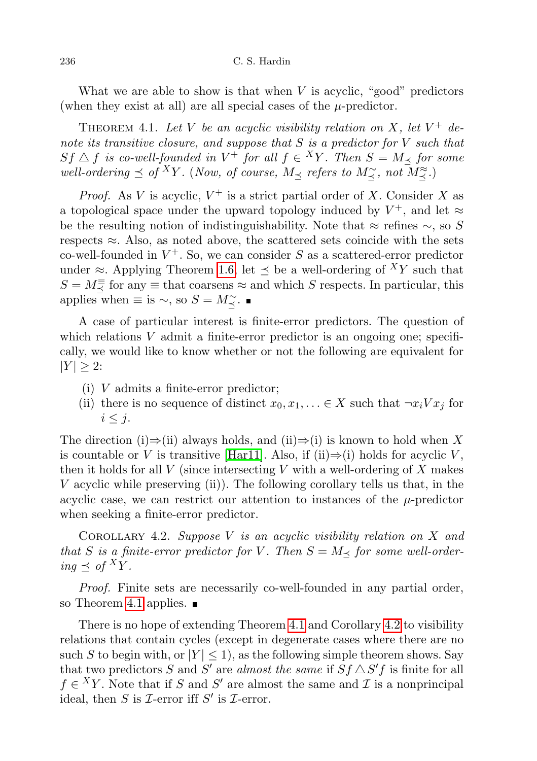What we are able to show is that when $V$ is acyclic, "good" predictors (when they exist at all) are all special cases of the $\mu$-predictor.

THEOREM 4.1. *Let $V$ be an acyclic visibility relation on $X$, let $V^+$ denote its transitive closure, and suppose that $S$ is a predictor for $V$ such that $Sf \triangle f$ is co-well-founded in $V^+$ for all $f \in {}^X Y$. Then $S = M_\preceq$ for some well-ordering $\preceq$ of ${}^X Y$. (Now, of course, $M_\preceq$ refers to $M_\preceq^\sim$, not $M_\preceq^\approx$.)*

*Proof.* As $V$ is acyclic, $V^+$ is a strict partial order of $X$. Consider $X$ as a topological space under the upward topology induced by $V^+$, and let $\approx$ be the resulting notion of indistinguishability. Note that $\approx$ refines $\sim$, so $S$ respects $\approx$. Also, as noted above, the scattered sets coincide with the sets co-well-founded in $V^+$. So, we can consider $S$ as a scattered-error predictor under $\approx$. Applying Theorem 1.6, let $\preceq$ be a well-ordering of ${}^X Y$ such that $S = M_\preceq^\equiv$ for any $\equiv$ that coarsens $\approx$ and which $S$ respects. In particular, this applies when $\equiv$ is $\sim$, so $S = M_\preceq^\sim$. ■

A case of particular interest is finite-error predictors. The question of which relations $V$ admit a finite-error predictor is an ongoing one; specifically, we would like to know whether or not the following are equivalent for $|Y| \geq 2$:

(i) $V$ admits a finite-error predictor;
(ii) there is no sequence of distinct $x_0, x_1, \ldots \in X$ such that $\neg x_i V x_j$ for $i \leq j$.

The direction (i)⇒(ii) always holds, and (ii)⇒(i) is known to hold when $X$ is countable or $V$ is transitive [Har11]. Also, if (ii)⇒(i) holds for acyclic $V$, then it holds for all $V$ (since intersecting $V$ with a well-ordering of $X$ makes $V$ acyclic while preserving (ii)). The following corollary tells us that, in the acyclic case, we can restrict our attention to instances of the $\mu$-predictor when seeking a finite-error predictor.

COROLLARY 4.2. *Suppose $V$ is an acyclic visibility relation on $X$ and that $S$ is a finite-error predictor for $V$. Then $S = M_\preceq$ for some well-ordering $\preceq$ of ${}^X Y$.*

*Proof.* Finite sets are necessarily co-well-founded in any partial order, so Theorem 4.1 applies. ■

There is no hope of extending Theorem 4.1 and Corollary 4.2 to visibility relations that contain cycles (except in degenerate cases where there are no such $S$ to begin with, or $|Y| \leq 1$), as the following simple theorem shows. Say that two predictors $S$ and $S'$ are *almost the same* if $Sf \triangle S'f$ is finite for all $f \in {}^X Y$. Note that if $S$ and $S'$ are almost the same and $\mathcal{I}$ is a nonprincipal ideal, then $S$ is $\mathcal{I}$-error iff $S'$ is $\mathcal{I}$-error.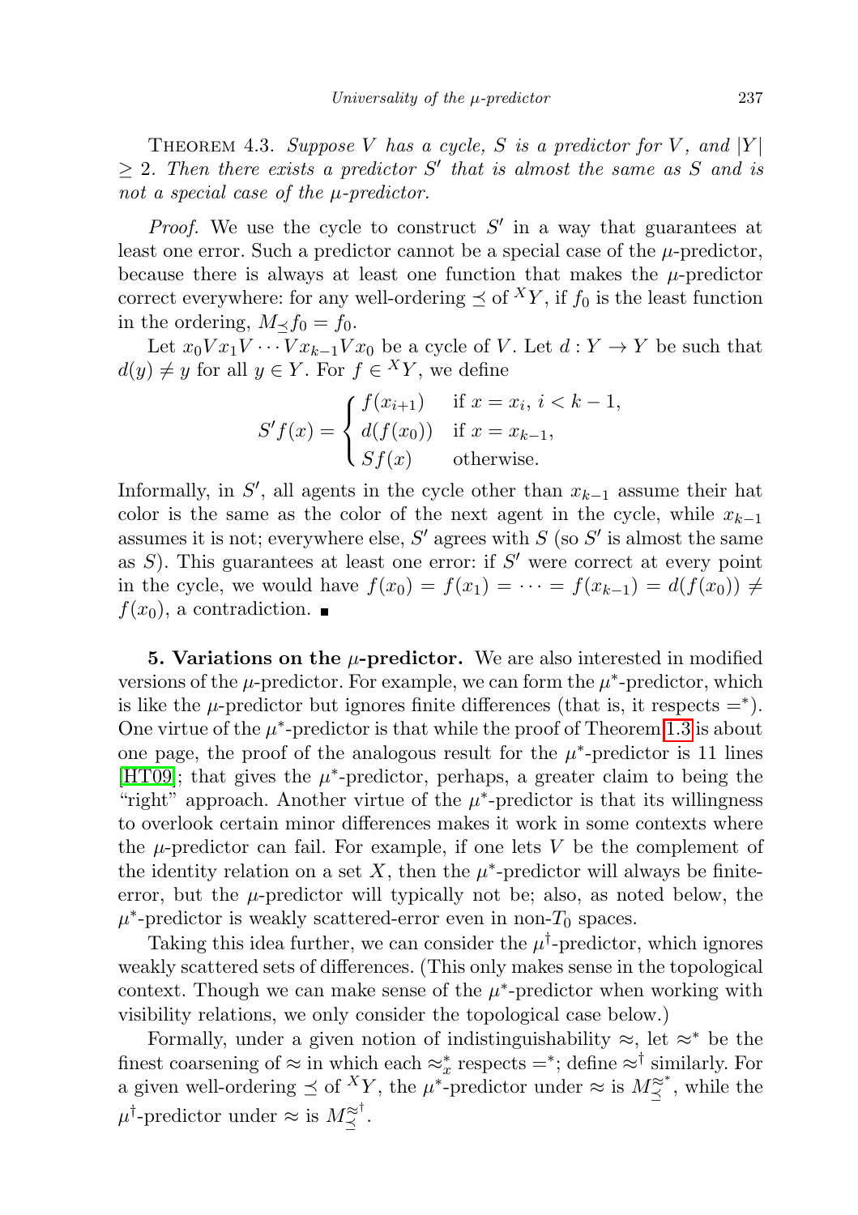Theorem 4.3. *Suppose $V$ has a cycle, $S$ is a predictor for $V$, and $|Y| \geq 2$. Then there exists a predictor $S'$ that is almost the same as $S$ and is not a special case of the $\mu$-predictor.*

*Proof.* We use the cycle to construct $S'$ in a way that guarantees at least one error. Such a predictor cannot be a special case of the $\mu$-predictor, because there is always at least one function that makes the $\mu$-predictor correct everywhere: for any well-ordering $\preceq$ of ${}^XY$, if $f_0$ is the least function in the ordering, $M_\preceq f_0 = f_0$.

Let $x_0 V x_1 V \cdots V x_{k-1} V x_0$ be a cycle of $V$. Let $d : Y \to Y$ be such that $d(y) \neq y$ for all $y \in Y$. For $f \in {}^XY$, we define

$$S'f(x) = \begin{cases} f(x_{i+1}) & \text{if } x = x_i,\ i < k-1, \\ d(f(x_0)) & \text{if } x = x_{k-1}, \\ Sf(x) & \text{otherwise.} \end{cases}$$

Informally, in $S'$, all agents in the cycle other than $x_{k-1}$ assume their hat color is the same as the color of the next agent in the cycle, while $x_{k-1}$ assumes it is not; everywhere else, $S'$ agrees with $S$ (so $S'$ is almost the same as $S$). This guarantees at least one error: if $S'$ were correct at every point in the cycle, we would have $f(x_0) = f(x_1) = \cdots = f(x_{k-1}) = d(f(x_0)) \neq f(x_0)$, a contradiction. ∎

**5. Variations on the $\mu$-predictor.** We are also interested in modified versions of the $\mu$-predictor. For example, we can form the $\mu^*$-predictor, which is like the $\mu$-predictor but ignores finite differences (that is, it respects $=^*$). One virtue of the $\mu^*$-predictor is that while the proof of Theorem 1.3 is about one page, the proof of the analogous result for the $\mu^*$-predictor is 11 lines [HT09]; that gives the $\mu^*$-predictor, perhaps, a greater claim to being the "right" approach. Another virtue of the $\mu^*$-predictor is that its willingness to overlook certain minor differences makes it work in some contexts where the $\mu$-predictor can fail. For example, if one lets $V$ be the complement of the identity relation on a set $X$, then the $\mu^*$-predictor will always be finite-error, but the $\mu$-predictor will typically not be; also, as noted below, the $\mu^*$-predictor is weakly scattered-error even in non-$T_0$ spaces.

Taking this idea further, we can consider the $\mu^\dagger$-predictor, which ignores weakly scattered sets of differences. (This only makes sense in the topological context. Though we can make sense of the $\mu^*$-predictor when working with visibility relations, we only consider the topological case below.)

Formally, under a given notion of indistinguishability $\approx$, let $\approx^*$ be the finest coarsening of $\approx$ in which each $\approx^*_x$ respects $=^*$; define $\approx^\dagger$ similarly. For a given well-ordering $\preceq$ of ${}^XY$, the $\mu^*$-predictor under $\approx$ is $M_\preceq^{\approx^*}$, while the $\mu^\dagger$-predictor under $\approx$ is $M_\preceq^{\approx^\dagger}$.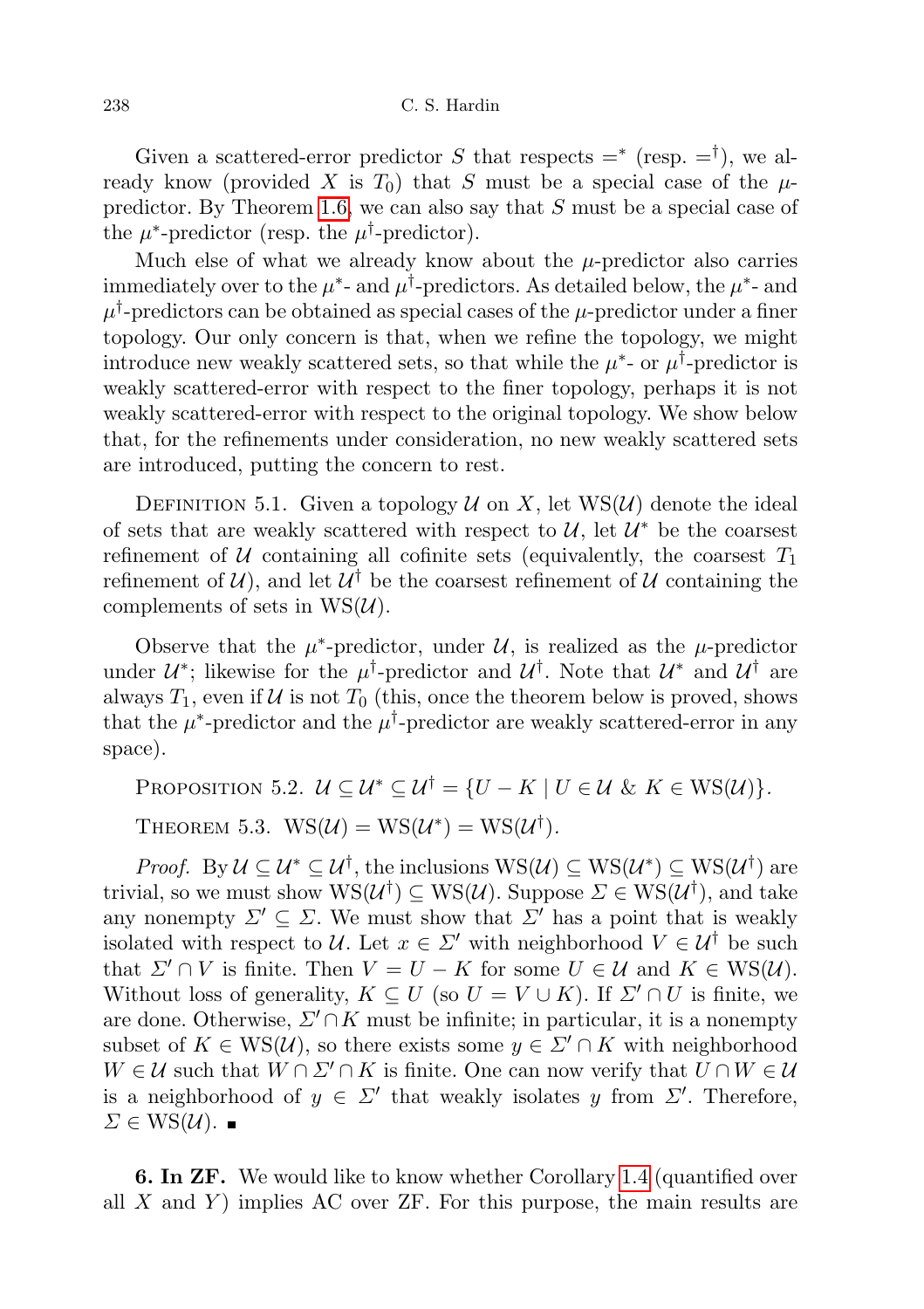Given a scattered-error predictor $S$ that respects $=^*$ (resp. $=^\dagger$), we already know (provided $X$ is $T_0$) that $S$ must be a special case of the $\mu$-predictor. By Theorem 1.6, we can also say that $S$ must be a special case of the $\mu^*$-predictor (resp. the $\mu^\dagger$-predictor).

Much else of what we already know about the $\mu$-predictor also carries immediately over to the $\mu^*$- and $\mu^\dagger$-predictors. As detailed below, the $\mu^*$- and $\mu^\dagger$-predictors can be obtained as special cases of the $\mu$-predictor under a finer topology. Our only concern is that, when we refine the topology, we might introduce new weakly scattered sets, so that while the $\mu^*$- or $\mu^\dagger$-predictor is weakly scattered-error with respect to the finer topology, perhaps it is not weakly scattered-error with respect to the original topology. We show below that, for the refinements under consideration, no new weakly scattered sets are introduced, putting the concern to rest.

Definition 5.1. Given a topology $\mathcal{U}$ on $X$, let $\mathrm{WS}(\mathcal{U})$ denote the ideal of sets that are weakly scattered with respect to $\mathcal{U}$, let $\mathcal{U}^*$ be the coarsest refinement of $\mathcal{U}$ containing all cofinite sets (equivalently, the coarsest $T_1$ refinement of $\mathcal{U}$), and let $\mathcal{U}^\dagger$ be the coarsest refinement of $\mathcal{U}$ containing the complements of sets in $\mathrm{WS}(\mathcal{U})$.

Observe that the $\mu^*$-predictor, under $\mathcal{U}$, is realized as the $\mu$-predictor under $\mathcal{U}^*$; likewise for the $\mu^\dagger$-predictor and $\mathcal{U}^\dagger$. Note that $\mathcal{U}^*$ and $\mathcal{U}^\dagger$ are always $T_1$, even if $\mathcal{U}$ is not $T_0$ (this, once the theorem below is proved, shows that the $\mu^*$-predictor and the $\mu^\dagger$-predictor are weakly scattered-error in any space).

Proposition 5.2. $\mathcal{U} \subseteq \mathcal{U}^* \subseteq \mathcal{U}^\dagger = \{U - K \mid U \in \mathcal{U} \ \&\ K \in \mathrm{WS}(\mathcal{U})\}$.

Theorem 5.3. $\mathrm{WS}(\mathcal{U}) = \mathrm{WS}(\mathcal{U}^*) = \mathrm{WS}(\mathcal{U}^\dagger)$.

*Proof.* By $\mathcal{U} \subseteq \mathcal{U}^* \subseteq \mathcal{U}^\dagger$, the inclusions $\mathrm{WS}(\mathcal{U}) \subseteq \mathrm{WS}(\mathcal{U}^*) \subseteq \mathrm{WS}(\mathcal{U}^\dagger)$ are trivial, so we must show $\mathrm{WS}(\mathcal{U}^\dagger) \subseteq \mathrm{WS}(\mathcal{U})$. Suppose $\Sigma \in \mathrm{WS}(\mathcal{U}^\dagger)$, and take any nonempty $\Sigma' \subseteq \Sigma$. We must show that $\Sigma'$ has a point that is weakly isolated with respect to $\mathcal{U}$. Let $x \in \Sigma'$ with neighborhood $V \in \mathcal{U}^\dagger$ be such that $\Sigma' \cap V$ is finite. Then $V = U - K$ for some $U \in \mathcal{U}$ and $K \in \mathrm{WS}(\mathcal{U})$. Without loss of generality, $K \subseteq U$ (so $U = V \cup K$). If $\Sigma' \cap U$ is finite, we are done. Otherwise, $\Sigma' \cap K$ must be infinite; in particular, it is a nonempty subset of $K \in \mathrm{WS}(\mathcal{U})$, so there exists some $y \in \Sigma' \cap K$ with neighborhood $W \in \mathcal{U}$ such that $W \cap \Sigma' \cap K$ is finite. One can now verify that $U \cap W \in \mathcal{U}$ is a neighborhood of $y \in \Sigma'$ that weakly isolates $y$ from $\Sigma'$. Therefore, $\Sigma \in \mathrm{WS}(\mathcal{U})$. ∎

**6. In ZF.** We would like to know whether Corollary 1.4 (quantified over all $X$ and $Y$) implies AC over ZF. For this purpose, the main results are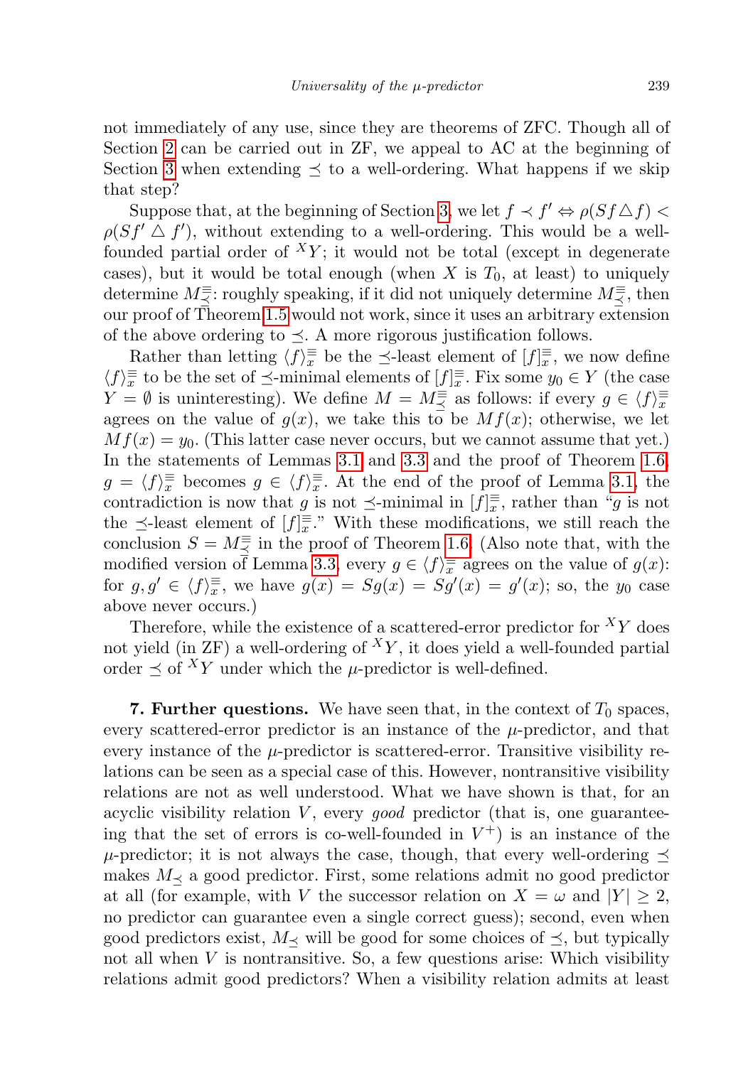not immediately of any use, since they are theorems of ZFC. Though all of Section 2 can be carried out in ZF, we appeal to AC at the beginning of Section 3 when extending $\preceq$ to a well-ordering. What happens if we skip that step?

Suppose that, at the beginning of Section 3, we let $f \prec f' \Leftrightarrow \rho(Sf \triangle f) < \rho(Sf' \triangle f')$, without extending to a well-ordering. This would be a well-founded partial order of ${}^XY$; it would not be total (except in degenerate cases), but it would be total enough (when $X$ is $T_0$, at least) to uniquely determine $M_{\preceq}^{\equiv}$: roughly speaking, if it did not uniquely determine $M_{\preceq}^{\equiv}$, then our proof of Theorem 1.5 would not work, since it uses an arbitrary extension of the above ordering to $\preceq$. A more rigorous justification follows.

Rather than letting $\langle f\rangle_x^{\equiv}$ be the $\preceq$-least element of $[f]_x^{\equiv}$, we now define $\langle f\rangle_x^{\equiv}$ to be the set of $\preceq$-minimal elements of $[f]_x^{\equiv}$. Fix some $y_0 \in Y$ (the case $Y = \emptyset$ is uninteresting). We define $M = M_{\preceq}^{\equiv}$ as follows: if every $g \in \langle f\rangle_x^{\equiv}$ agrees on the value of $g(x)$, we take this to be $Mf(x)$; otherwise, we let $Mf(x) = y_0$. (This latter case never occurs, but we cannot assume that yet.) In the statements of Lemmas 3.1 and 3.3 and the proof of Theorem 1.6, $g = \langle f\rangle_x^{\equiv}$ becomes $g \in \langle f\rangle_x^{\equiv}$. At the end of the proof of Lemma 3.1, the contradiction is now that $g$ is not $\preceq$-minimal in $[f]_x^{\equiv}$, rather than "$g$ is not the $\preceq$-least element of $[f]_x^{\equiv}$." With these modifications, we still reach the conclusion $S = M_{\preceq}^{\equiv}$ in the proof of Theorem 1.6. (Also note that, with the modified version of Lemma 3.3, every $g \in \langle f\rangle_x^{\equiv}$ agrees on the value of $g(x)$: for $g, g' \in \langle f\rangle_x^{\equiv}$, we have $g(x) = Sg(x) = Sg'(x) = g'(x)$; so, the $y_0$ case above never occurs.)

Therefore, while the existence of a scattered-error predictor for ${}^XY$ does not yield (in ZF) a well-ordering of ${}^XY$, it does yield a well-founded partial order $\preceq$ of ${}^XY$ under which the $\mu$-predictor is well-defined.

**7. Further questions.** We have seen that, in the context of $T_0$ spaces, every scattered-error predictor is an instance of the $\mu$-predictor, and that every instance of the $\mu$-predictor is scattered-error. Transitive visibility relations can be seen as a special case of this. However, nontransitive visibility relations are not as well understood. What we have shown is that, for an acyclic visibility relation $V$, every *good* predictor (that is, one guaranteeing that the set of errors is co-well-founded in $V^+$) is an instance of the $\mu$-predictor; it is not always the case, though, that every well-ordering $\preceq$ makes $M_{\preceq}$ a good predictor. First, some relations admit no good predictor at all (for example, with $V$ the successor relation on $X = \omega$ and $|Y| \geq 2$, no predictor can guarantee even a single correct guess); second, even when good predictors exist, $M_{\preceq}$ will be good for some choices of $\preceq$, but typically not all when $V$ is nontransitive. So, a few questions arise: Which visibility relations admit good predictors? When a visibility relation admits at least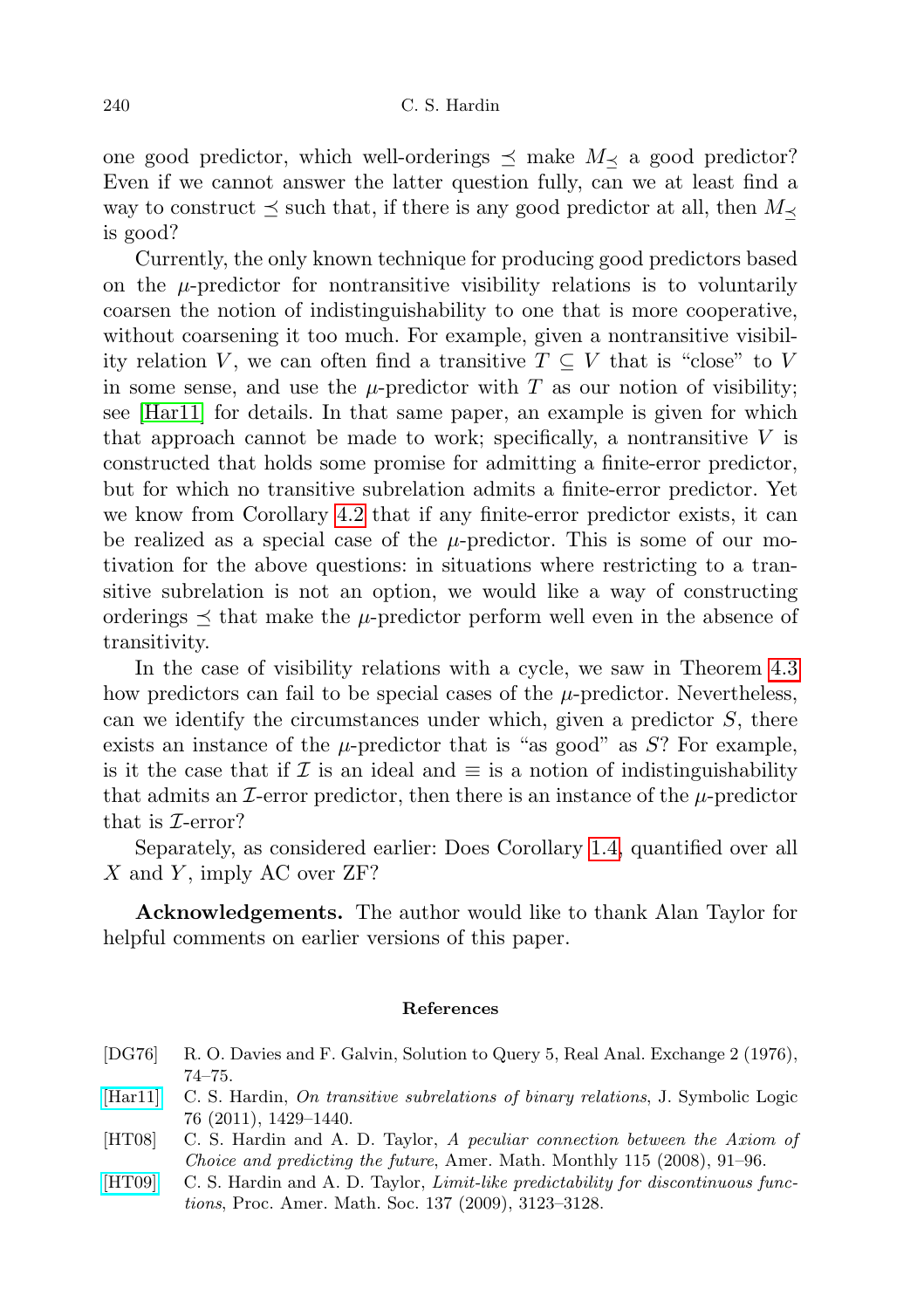one good predictor, which well-orderings $\preceq$ make $M_\preceq$ a good predictor? Even if we cannot answer the latter question fully, can we at least find a way to construct $\preceq$ such that, if there is any good predictor at all, then $M_\preceq$ is good?

Currently, the only known technique for producing good predictors based on the $\mu$-predictor for nontransitive visibility relations is to voluntarily coarsen the notion of indistinguishability to one that is more cooperative, without coarsening it too much. For example, given a nontransitive visibility relation $V$, we can often find a transitive $T \subseteq V$ that is "close" to $V$ in some sense, and use the $\mu$-predictor with $T$ as our notion of visibility; see [Har11] for details. In that same paper, an example is given for which that approach cannot be made to work; specifically, a nontransitive $V$ is constructed that holds some promise for admitting a finite-error predictor, but for which no transitive subrelation admits a finite-error predictor. Yet we know from Corollary 4.2 that if any finite-error predictor exists, it can be realized as a special case of the $\mu$-predictor. This is some of our motivation for the above questions: in situations where restricting to a transitive subrelation is not an option, we would like a way of constructing orderings $\preceq$ that make the $\mu$-predictor perform well even in the absence of transitivity.

In the case of visibility relations with a cycle, we saw in Theorem 4.3 how predictors can fail to be special cases of the $\mu$-predictor. Nevertheless, can we identify the circumstances under which, given a predictor $S$, there exists an instance of the $\mu$-predictor that is "as good" as $S$? For example, is it the case that if $\mathcal{I}$ is an ideal and $\equiv$ is a notion of indistinguishability that admits an $\mathcal{I}$-error predictor, then there is an instance of the $\mu$-predictor that is $\mathcal{I}$-error?

Separately, as considered earlier: Does Corollary 1.4, quantified over all $X$ and $Y$, imply AC over ZF?

**Acknowledgements.** The author would like to thank Alan Taylor for helpful comments on earlier versions of this paper.

## References

[DG76] R. O. Davies and F. Galvin, Solution to Query 5, Real Anal. Exchange 2 (1976), 74–75.

[Har11] C. S. Hardin, *On transitive subrelations of binary relations*, J. Symbolic Logic 76 (2011), 1429–1440.

[HT08] C. S. Hardin and A. D. Taylor, *A peculiar connection between the Axiom of Choice and predicting the future*, Amer. Math. Monthly 115 (2008), 91–96.

[HT09] C. S. Hardin and A. D. Taylor, *Limit-like predictability for discontinuous functions*, Proc. Amer. Math. Soc. 137 (2009), 3123–3128.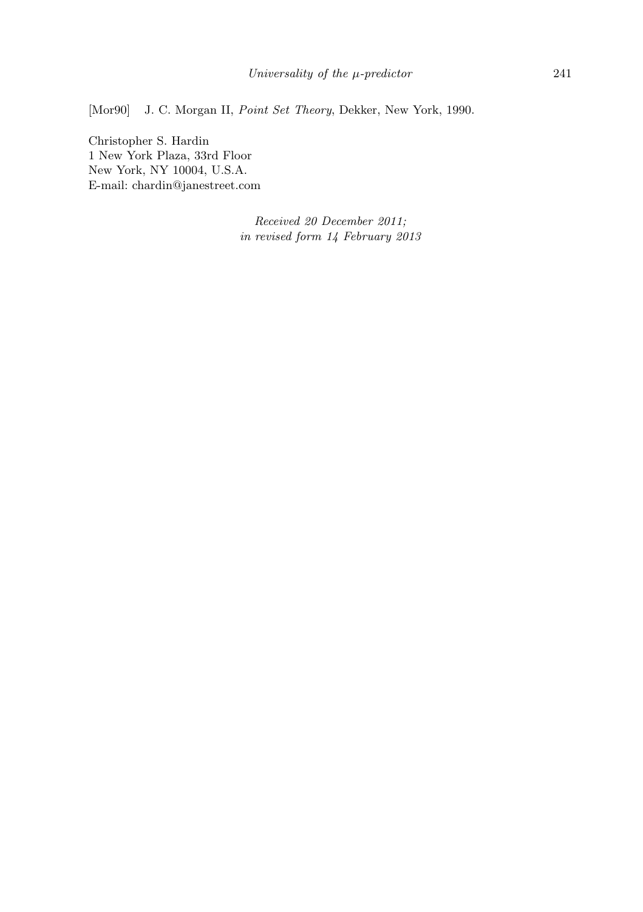[Mor90] J. C. Morgan II, *Point Set Theory*, Dekker, New York, 1990.

Christopher S. Hardin
1 New York Plaza, 33rd Floor
New York, NY 10004, U.S.A.
E-mail: chardin@janestreet.com

*Received 20 December 2011;*
*in revised form 14 February 2013*